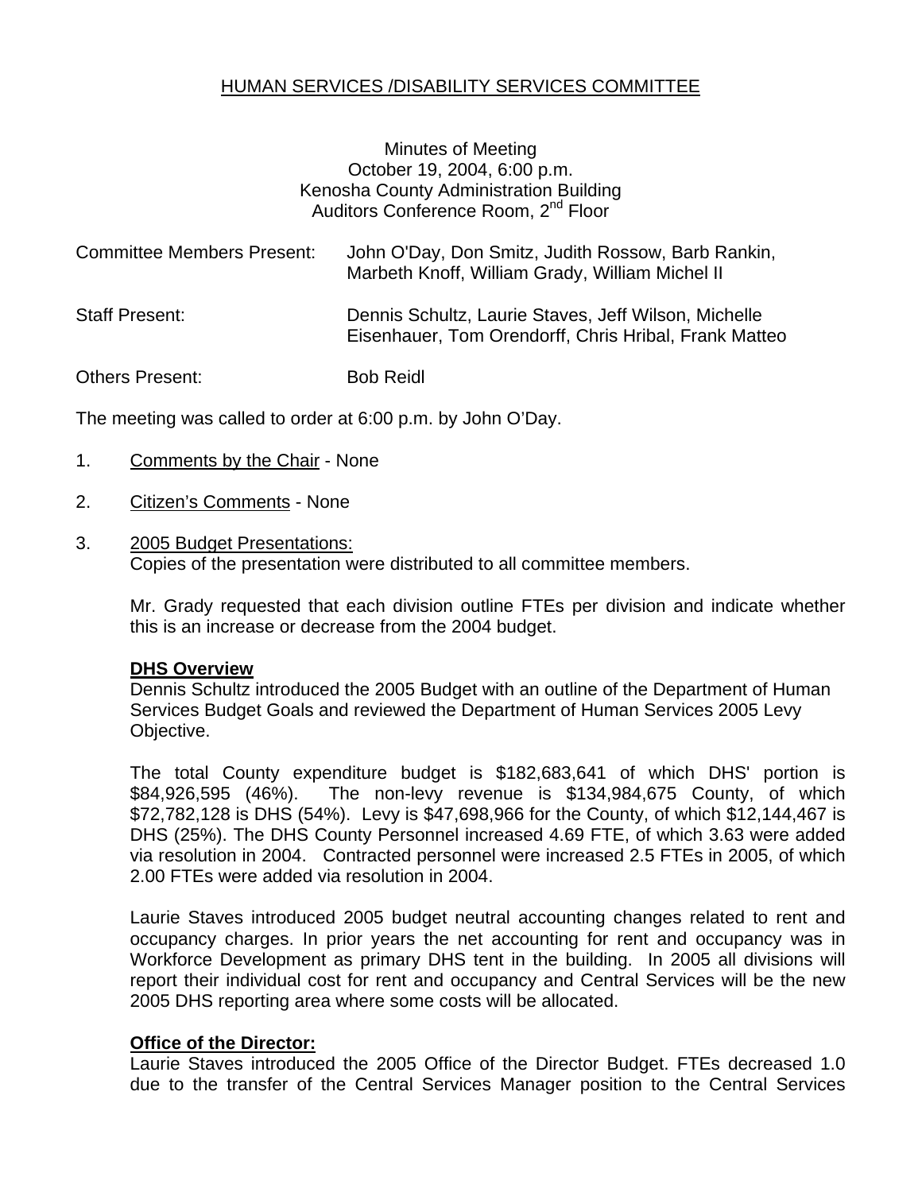# HUMAN SERVICES /DISABILITY SERVICES COMMITTEE

Minutes of Meeting
October 19, 2004, 6:00 p.m.
Kenosha County Administration Building
Auditors Conference Room, 2nd Floor

Committee Members Present: John O'Day, Don Smitz, Judith Rossow, Barb Rankin, Marbeth Knoff, William Grady, William Michel II

Staff Present: Dennis Schultz, Laurie Staves, Jeff Wilson, Michelle Eisenhauer, Tom Orendorff, Chris Hribal, Frank Matteo

Others Present: Bob Reidl

The meeting was called to order at 6:00 p.m. by John O'Day.

1. Comments by the Chair - None

2. Citizen's Comments - None

3. 2005 Budget Presentations:
   Copies of the presentation were distributed to all committee members.

   Mr. Grady requested that each division outline FTEs per division and indicate whether this is an increase or decrease from the 2004 budget.

   **DHS Overview**
   Dennis Schultz introduced the 2005 Budget with an outline of the Department of Human Services Budget Goals and reviewed the Department of Human Services 2005 Levy Objective.

   The total County expenditure budget is $182,683,641 of which DHS' portion is $84,926,595 (46%). The non-levy revenue is $134,984,675 County, of which $72,782,128 is DHS (54%). Levy is $47,698,966 for the County, of which $12,144,467 is DHS (25%). The DHS County Personnel increased 4.69 FTE, of which 3.63 were added via resolution in 2004. Contracted personnel were increased 2.5 FTEs in 2005, of which 2.00 FTEs were added via resolution in 2004.

   Laurie Staves introduced 2005 budget neutral accounting changes related to rent and occupancy charges. In prior years the net accounting for rent and occupancy was in Workforce Development as primary DHS tent in the building. In 2005 all divisions will report their individual cost for rent and occupancy and Central Services will be the new 2005 DHS reporting area where some costs will be allocated.

   **Office of the Director:**
   Laurie Staves introduced the 2005 Office of the Director Budget. FTEs decreased 1.0 due to the transfer of the Central Services Manager position to the Central Services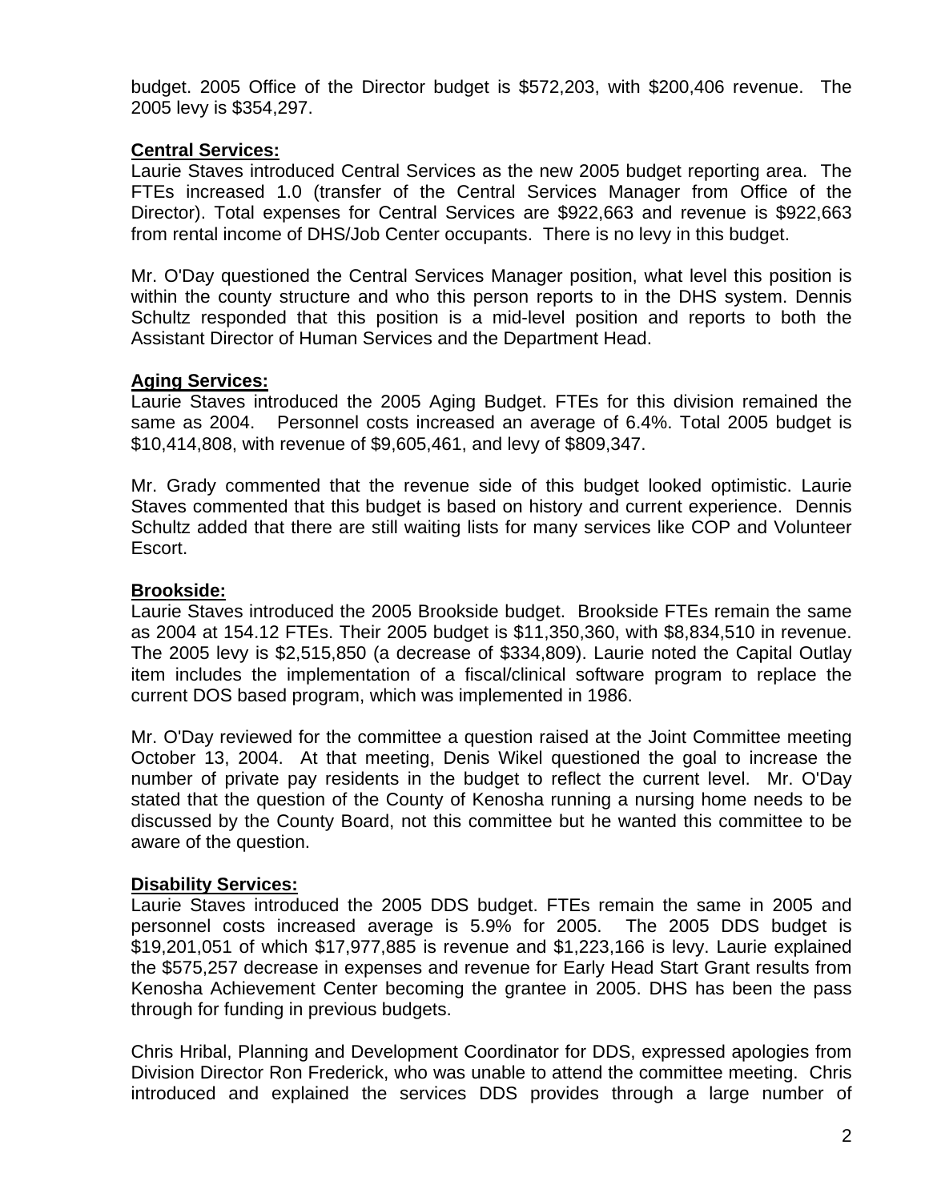budget. 2005 Office of the Director budget is $572,203, with $200,406 revenue. The 2005 levy is $354,297.

**Central Services:**
Laurie Staves introduced Central Services as the new 2005 budget reporting area. The FTEs increased 1.0 (transfer of the Central Services Manager from Office of the Director). Total expenses for Central Services are $922,663 and revenue is $922,663 from rental income of DHS/Job Center occupants. There is no levy in this budget.

Mr. O'Day questioned the Central Services Manager position, what level this position is within the county structure and who this person reports to in the DHS system. Dennis Schultz responded that this position is a mid-level position and reports to both the Assistant Director of Human Services and the Department Head.

**Aging Services:**
Laurie Staves introduced the 2005 Aging Budget. FTEs for this division remained the same as 2004. Personnel costs increased an average of 6.4%. Total 2005 budget is $10,414,808, with revenue of $9,605,461, and levy of $809,347.

Mr. Grady commented that the revenue side of this budget looked optimistic. Laurie Staves commented that this budget is based on history and current experience. Dennis Schultz added that there are still waiting lists for many services like COP and Volunteer Escort.

**Brookside:**
Laurie Staves introduced the 2005 Brookside budget. Brookside FTEs remain the same as 2004 at 154.12 FTEs. Their 2005 budget is $11,350,360, with $8,834,510 in revenue. The 2005 levy is $2,515,850 (a decrease of $334,809). Laurie noted the Capital Outlay item includes the implementation of a fiscal/clinical software program to replace the current DOS based program, which was implemented in 1986.

Mr. O'Day reviewed for the committee a question raised at the Joint Committee meeting October 13, 2004. At that meeting, Denis Wikel questioned the goal to increase the number of private pay residents in the budget to reflect the current level. Mr. O'Day stated that the question of the County of Kenosha running a nursing home needs to be discussed by the County Board, not this committee but he wanted this committee to be aware of the question.

**Disability Services:**
Laurie Staves introduced the 2005 DDS budget. FTEs remain the same in 2005 and personnel costs increased average is 5.9% for 2005. The 2005 DDS budget is $19,201,051 of which $17,977,885 is revenue and $1,223,166 is levy. Laurie explained the $575,257 decrease in expenses and revenue for Early Head Start Grant results from Kenosha Achievement Center becoming the grantee in 2005. DHS has been the pass through for funding in previous budgets.

Chris Hribal, Planning and Development Coordinator for DDS, expressed apologies from Division Director Ron Frederick, who was unable to attend the committee meeting. Chris introduced and explained the services DDS provides through a large number of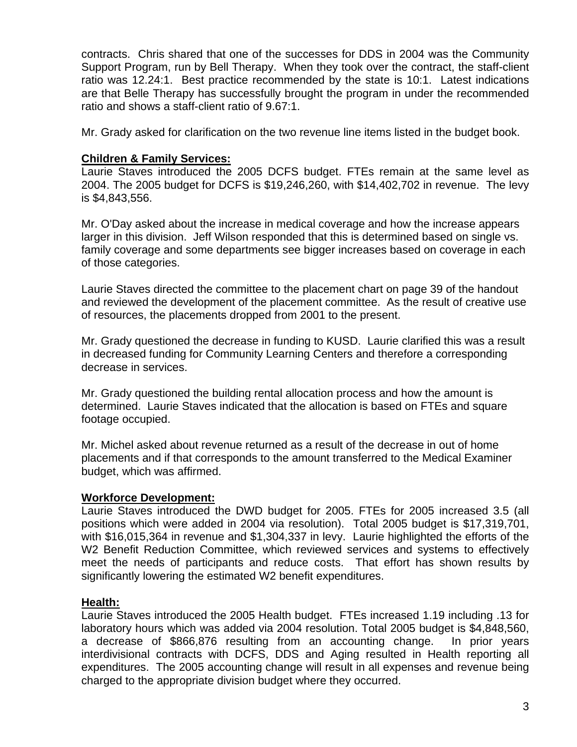contracts. Chris shared that one of the successes for DDS in 2004 was the Community Support Program, run by Bell Therapy. When they took over the contract, the staff-client ratio was 12.24:1. Best practice recommended by the state is 10:1. Latest indications are that Belle Therapy has successfully brought the program in under the recommended ratio and shows a staff-client ratio of 9.67:1.

Mr. Grady asked for clarification on the two revenue line items listed in the budget book.

**Children & Family Services:**

Laurie Staves introduced the 2005 DCFS budget. FTEs remain at the same level as 2004. The 2005 budget for DCFS is $19,246,260, with $14,402,702 in revenue. The levy is $4,843,556.

Mr. O'Day asked about the increase in medical coverage and how the increase appears larger in this division. Jeff Wilson responded that this is determined based on single vs. family coverage and some departments see bigger increases based on coverage in each of those categories.

Laurie Staves directed the committee to the placement chart on page 39 of the handout and reviewed the development of the placement committee. As the result of creative use of resources, the placements dropped from 2001 to the present.

Mr. Grady questioned the decrease in funding to KUSD. Laurie clarified this was a result in decreased funding for Community Learning Centers and therefore a corresponding decrease in services.

Mr. Grady questioned the building rental allocation process and how the amount is determined. Laurie Staves indicated that the allocation is based on FTEs and square footage occupied.

Mr. Michel asked about revenue returned as a result of the decrease in out of home placements and if that corresponds to the amount transferred to the Medical Examiner budget, which was affirmed.

**Workforce Development:**

Laurie Staves introduced the DWD budget for 2005. FTEs for 2005 increased 3.5 (all positions which were added in 2004 via resolution). Total 2005 budget is $17,319,701, with $16,015,364 in revenue and $1,304,337 in levy. Laurie highlighted the efforts of the W2 Benefit Reduction Committee, which reviewed services and systems to effectively meet the needs of participants and reduce costs. That effort has shown results by significantly lowering the estimated W2 benefit expenditures.

**Health:**

Laurie Staves introduced the 2005 Health budget. FTEs increased 1.19 including .13 for laboratory hours which was added via 2004 resolution. Total 2005 budget is $4,848,560, a decrease of $866,876 resulting from an accounting change. In prior years interdivisional contracts with DCFS, DDS and Aging resulted in Health reporting all expenditures. The 2005 accounting change will result in all expenses and revenue being charged to the appropriate division budget where they occurred.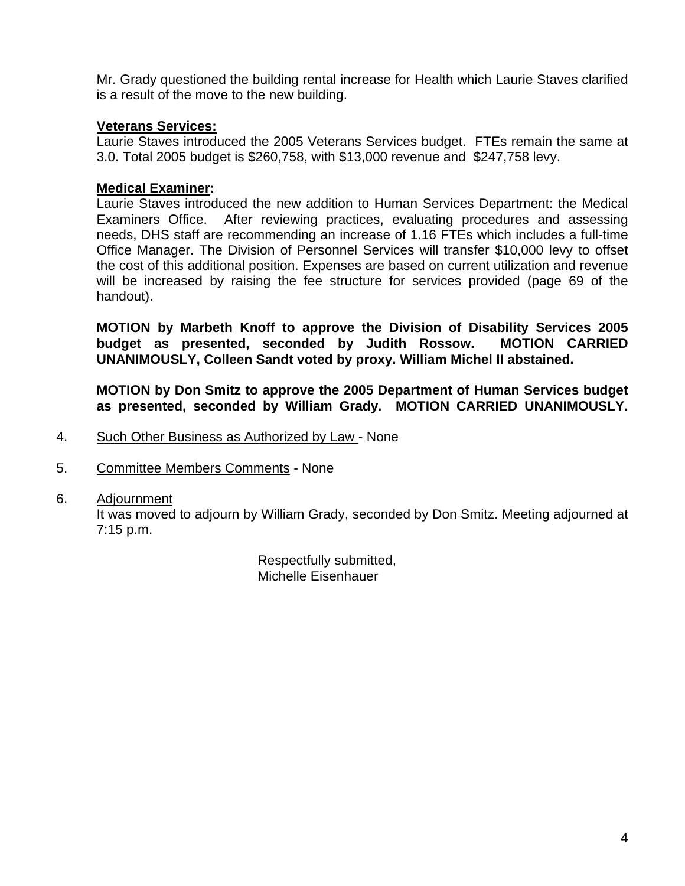Mr. Grady questioned the building rental increase for Health which Laurie Staves clarified is a result of the move to the new building.

**Veterans Services:**
Laurie Staves introduced the 2005 Veterans Services budget. FTEs remain the same at 3.0. Total 2005 budget is $260,758, with $13,000 revenue and $247,758 levy.

**Medical Examiner:**
Laurie Staves introduced the new addition to Human Services Department: the Medical Examiners Office. After reviewing practices, evaluating procedures and assessing needs, DHS staff are recommending an increase of 1.16 FTEs which includes a full-time Office Manager. The Division of Personnel Services will transfer $10,000 levy to offset the cost of this additional position. Expenses are based on current utilization and revenue will be increased by raising the fee structure for services provided (page 69 of the handout).

**MOTION by Marbeth Knoff to approve the Division of Disability Services 2005 budget as presented, seconded by Judith Rossow. MOTION CARRIED UNANIMOUSLY, Colleen Sandt voted by proxy. William Michel II abstained.**

**MOTION by Don Smitz to approve the 2005 Department of Human Services budget as presented, seconded by William Grady. MOTION CARRIED UNANIMOUSLY.**

4. Such Other Business as Authorized by Law - None

5. Committee Members Comments - None

6. Adjournment
   It was moved to adjourn by William Grady, seconded by Don Smitz. Meeting adjourned at 7:15 p.m.

Respectfully submitted,
Michelle Eisenhauer